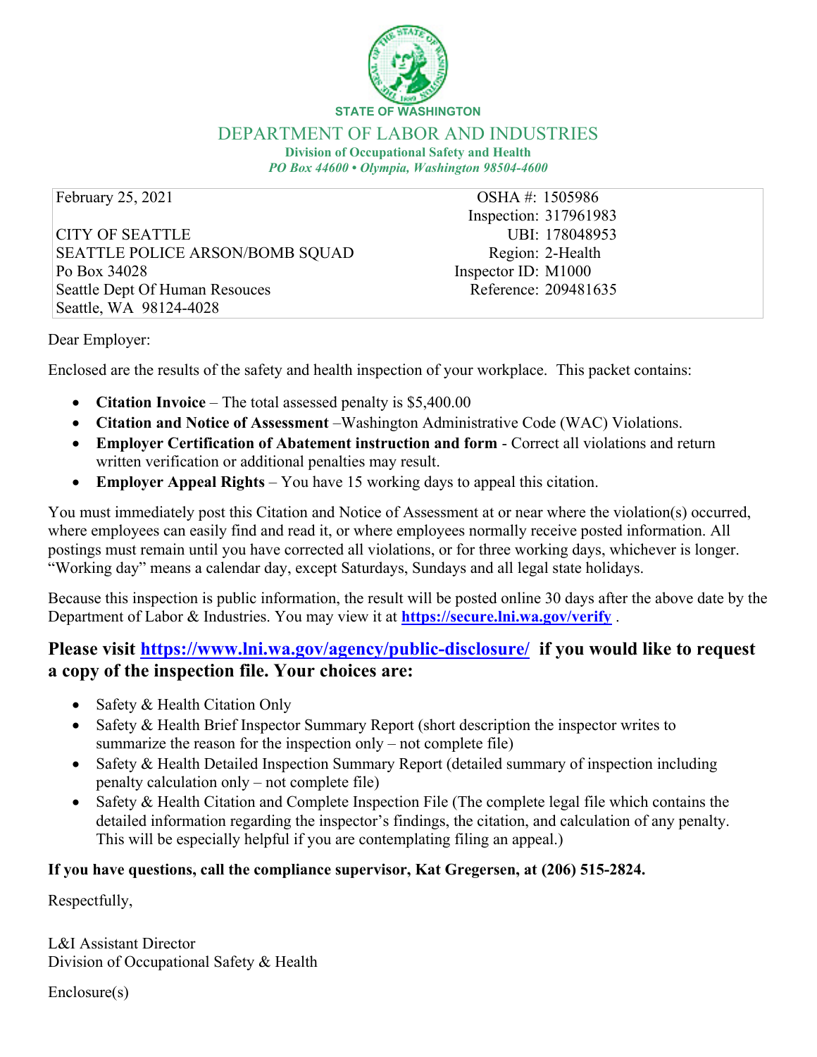STATE OF WASHINGTON

# DEPARTMENT OF LABOR AND INDUSTRIES

**Division of Occupational Safety and Health**

***PO Box 44600 • Olympia, Washington 98504-4600***

| | |
|---|---|
| February 25, 2021 | OSHA #: 1505986 |
| | Inspection: 317961983 |
| CITY OF SEATTLE | UBI: 178048953 |
| SEATTLE POLICE ARSON/BOMB SQUAD | Region: 2-Health |
| Po Box 34028 | Inspector ID: M1000 |
| Seattle Dept Of Human Resouces | Reference: 209481635 |
| Seattle, WA 98124-4028 | |

Dear Employer:

Enclosed are the results of the safety and health inspection of your workplace. This packet contains:

- **Citation Invoice** – The total assessed penalty is $5,400.00
- **Citation and Notice of Assessment** –Washington Administrative Code (WAC) Violations.
- **Employer Certification of Abatement instruction and form** - Correct all violations and return written verification or additional penalties may result.
- **Employer Appeal Rights** – You have 15 working days to appeal this citation.

You must immediately post this Citation and Notice of Assessment at or near where the violation(s) occurred, where employees can easily find and read it, or where employees normally receive posted information. All postings must remain until you have corrected all violations, or for three working days, whichever is longer. "Working day" means a calendar day, except Saturdays, Sundays and all legal state holidays.

Because this inspection is public information, the result will be posted online 30 days after the above date by the Department of Labor & Industries. You may view it at **https://secure.lni.wa.gov/verify** .

## Please visit https://www.lni.wa.gov/agency/public-disclosure/ if you would like to request a copy of the inspection file. Your choices are:

- Safety & Health Citation Only
- Safety & Health Brief Inspector Summary Report (short description the inspector writes to summarize the reason for the inspection only – not complete file)
- Safety & Health Detailed Inspection Summary Report (detailed summary of inspection including penalty calculation only – not complete file)
- Safety & Health Citation and Complete Inspection File (The complete legal file which contains the detailed information regarding the inspector's findings, the citation, and calculation of any penalty. This will be especially helpful if you are contemplating filing an appeal.)

**If you have questions, call the compliance supervisor, Kat Gregersen, at (206) 515-2824.**

Respectfully,

L&I Assistant Director
Division of Occupational Safety & Health

Enclosure(s)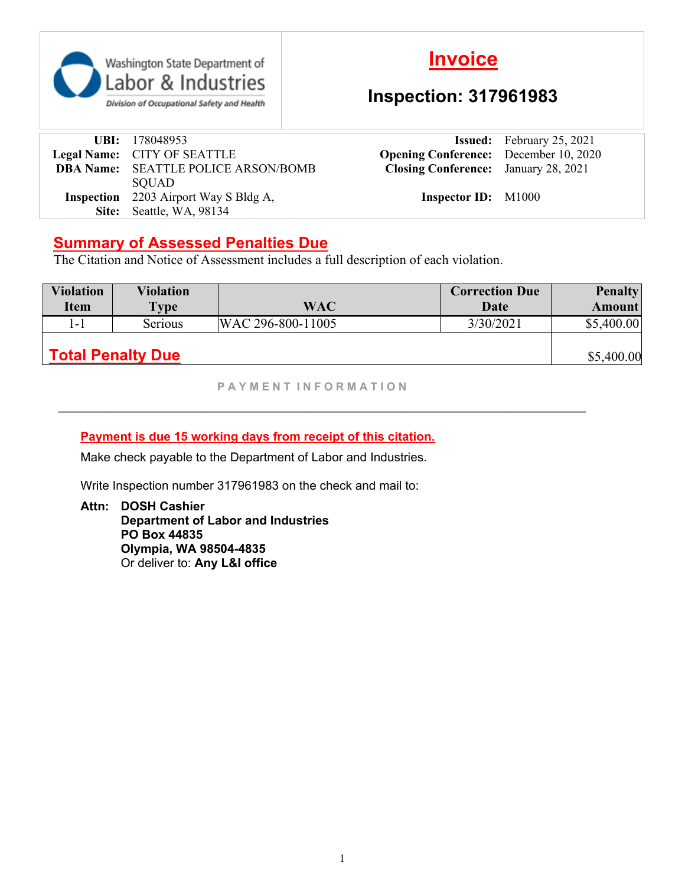Washington State Department of Labor & Industries
Division of Occupational Safety and Health

# Invoice

## Inspection: 317961983

| | | | |
|---|---|---|---|
| **UBI:** | 178048953 | **Issued:** | February 25, 2021 |
| **Legal Name:** | CITY OF SEATTLE | **Opening Conference:** | December 10, 2020 |
| **DBA Name:** | SEATTLE POLICE ARSON/BOMB SQUAD | **Closing Conference:** | January 28, 2021 |
| **Inspection Site:** | 2203 Airport Way S Bldg A, Seattle, WA, 98134 | **Inspector ID:** | M1000 |

## Summary of Assessed Penalties Due

The Citation and Notice of Assessment includes a full description of each violation.

| Violation Item | Violation Type | WAC | Correction Due Date | Penalty Amount |
|---|---|---|---|---|
| 1-1 | Serious | WAC 296-800-11005 | 3/30/2021 | $5,400.00 |
| **Total Penalty Due** | | | | $5,400.00 |

PAYMENT INFORMATION

**Payment is due 15 working days from receipt of this citation.**

Make check payable to the Department of Labor and Industries.

Write Inspection number 317961983 on the check and mail to:

**Attn: DOSH Cashier**
**Department of Labor and Industries**
**PO Box 44835**
**Olympia, WA 98504-4835**
Or deliver to: **Any L&I office**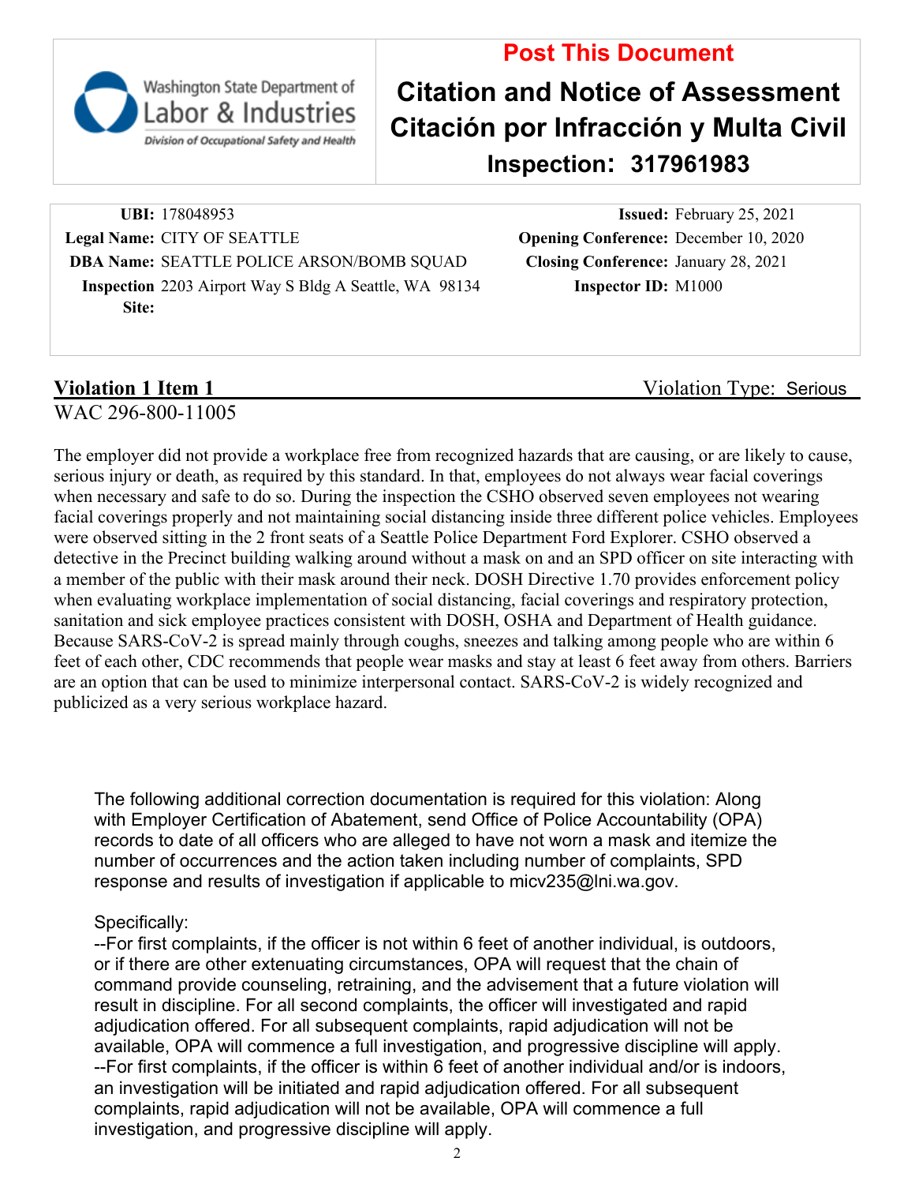**Post This Document**

# Citation and Notice of Assessment
# Citación por Infracción y Multa Civil
## Inspection: 317961983

Washington State Department of Labor & Industries
Division of Occupational Safety and Health

| | | | |
|---|---|---|---|
| **UBI:** | 178048953 | **Issued:** | February 25, 2021 |
| **Legal Name:** | CITY OF SEATTLE | **Opening Conference:** | December 10, 2020 |
| **DBA Name:** | SEATTLE POLICE ARSON/BOMB SQUAD | **Closing Conference:** | January 28, 2021 |
| **Inspection Site:** | 2203 Airport Way S Bldg A Seattle, WA 98134 | **Inspector ID:** | M1000 |

**Violation 1 Item 1** — Violation Type: Serious

WAC 296-800-11005

The employer did not provide a workplace free from recognized hazards that are causing, or are likely to cause, serious injury or death, as required by this standard. In that, employees do not always wear facial coverings when necessary and safe to do so. During the inspection the CSHO observed seven employees not wearing facial coverings properly and not maintaining social distancing inside three different police vehicles. Employees were observed sitting in the 2 front seats of a Seattle Police Department Ford Explorer. CSHO observed a detective in the Precinct building walking around without a mask on and an SPD officer on site interacting with a member of the public with their mask around their neck. DOSH Directive 1.70 provides enforcement policy when evaluating workplace implementation of social distancing, facial coverings and respiratory protection, sanitation and sick employee practices consistent with DOSH, OSHA and Department of Health guidance. Because SARS-CoV-2 is spread mainly through coughs, sneezes and talking among people who are within 6 feet of each other, CDC recommends that people wear masks and stay at least 6 feet away from others. Barriers are an option that can be used to minimize interpersonal contact. SARS-CoV-2 is widely recognized and publicized as a very serious workplace hazard.

The following additional correction documentation is required for this violation: Along with Employer Certification of Abatement, send Office of Police Accountability (OPA) records to date of all officers who are alleged to have not worn a mask and itemize the number of occurrences and the action taken including number of complaints, SPD response and results of investigation if applicable to micv235@lni.wa.gov.

Specifically:
--For first complaints, if the officer is not within 6 feet of another individual, is outdoors, or if there are other extenuating circumstances, OPA will request that the chain of command provide counseling, retraining, and the advisement that a future violation will result in discipline. For all second complaints, the officer will investigated and rapid adjudication offered. For all subsequent complaints, rapid adjudication will not be available, OPA will commence a full investigation, and progressive discipline will apply.
--For first complaints, if the officer is within 6 feet of another individual and/or is indoors, an investigation will be initiated and rapid adjudication offered. For all subsequent complaints, rapid adjudication will not be available, OPA will commence a full investigation, and progressive discipline will apply.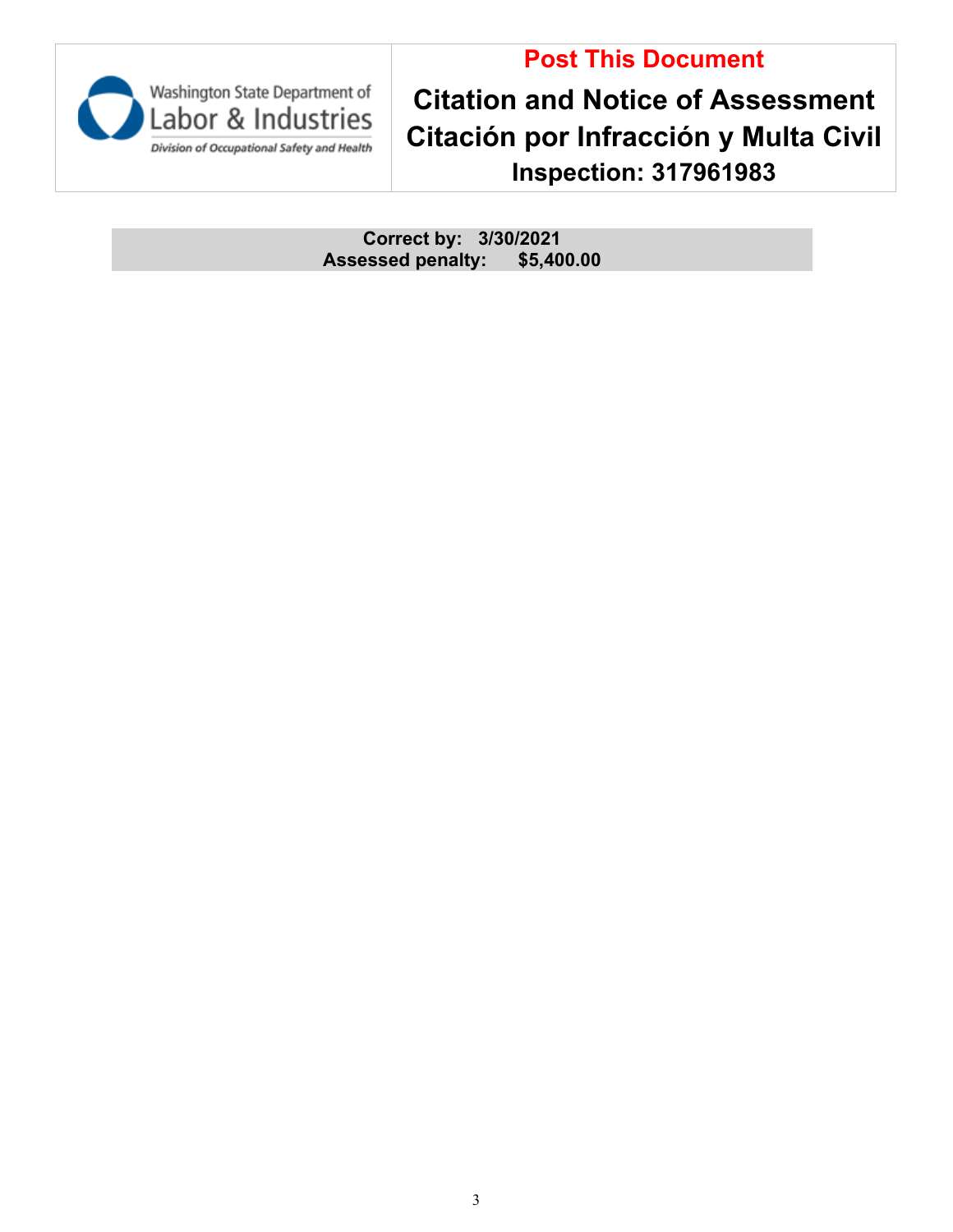Washington State Department of Labor & Industries
*Division of Occupational Safety and Health*

**Post This Document**

# Citation and Notice of Assessment
# Citación por Infracción y Multa Civil
## Inspection: 317961983

**Correct by: 3/30/2021**
**Assessed penalty: $5,400.00**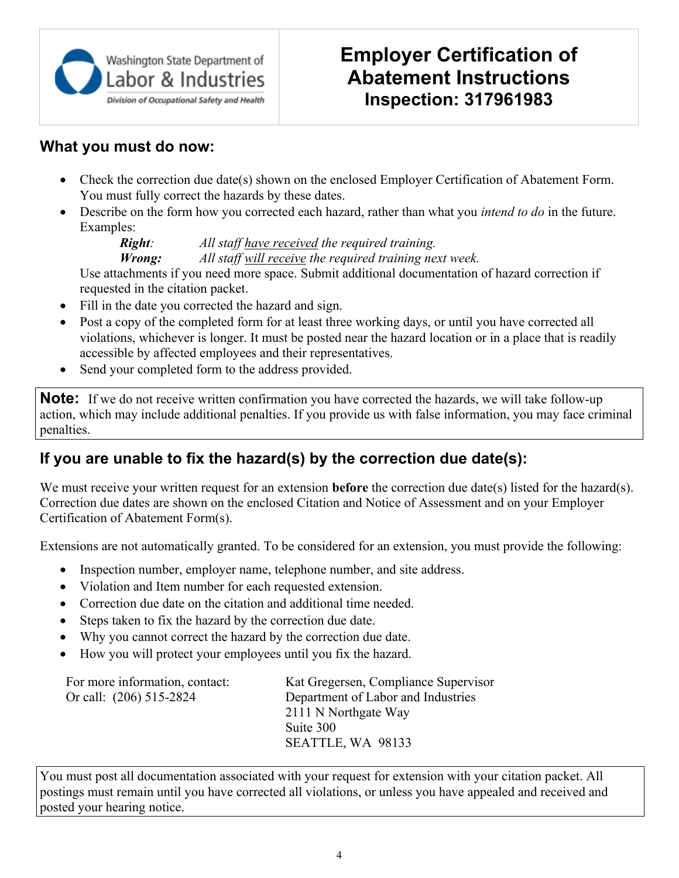Washington State Department of Labor & Industries
Division of Occupational Safety and Health

# Employer Certification of Abatement Instructions
## Inspection: 317961983

## What you must do now:

- Check the correction due date(s) shown on the enclosed Employer Certification of Abatement Form. You must fully correct the hazards by these dates.
- Describe on the form how you corrected each hazard, rather than what you *intend to do* in the future. Examples:
  - ***Right***: *All staff <u>have received</u> the required training.*
  - ***Wrong:*** *All staff <u>will receive</u> the required training next week.*

  Use attachments if you need more space. Submit additional documentation of hazard correction if requested in the citation packet.
- Fill in the date you corrected the hazard and sign.
- Post a copy of the completed form for at least three working days, or until you have corrected all violations, whichever is longer. It must be posted near the hazard location or in a place that is readily accessible by affected employees and their representatives.
- Send your completed form to the address provided.

**Note:** If we do not receive written confirmation you have corrected the hazards, we will take follow-up action, which may include additional penalties. If you provide us with false information, you may face criminal penalties.

## If you are unable to fix the hazard(s) by the correction due date(s):

We must receive your written request for an extension **before** the correction due date(s) listed for the hazard(s). Correction due dates are shown on the enclosed Citation and Notice of Assessment and on your Employer Certification of Abatement Form(s).

Extensions are not automatically granted. To be considered for an extension, you must provide the following:

- Inspection number, employer name, telephone number, and site address.
- Violation and Item number for each requested extension.
- Correction due date on the citation and additional time needed.
- Steps taken to fix the hazard by the correction due date.
- Why you cannot correct the hazard by the correction due date.
- How you will protect your employees until you fix the hazard.

For more information, contact:
Or call: (206) 515-2824

Kat Gregersen, Compliance Supervisor
Department of Labor and Industries
2111 N Northgate Way
Suite 300
SEATTLE, WA 98133

You must post all documentation associated with your request for extension with your citation packet. All postings must remain until you have corrected all violations, or unless you have appealed and received and posted your hearing notice.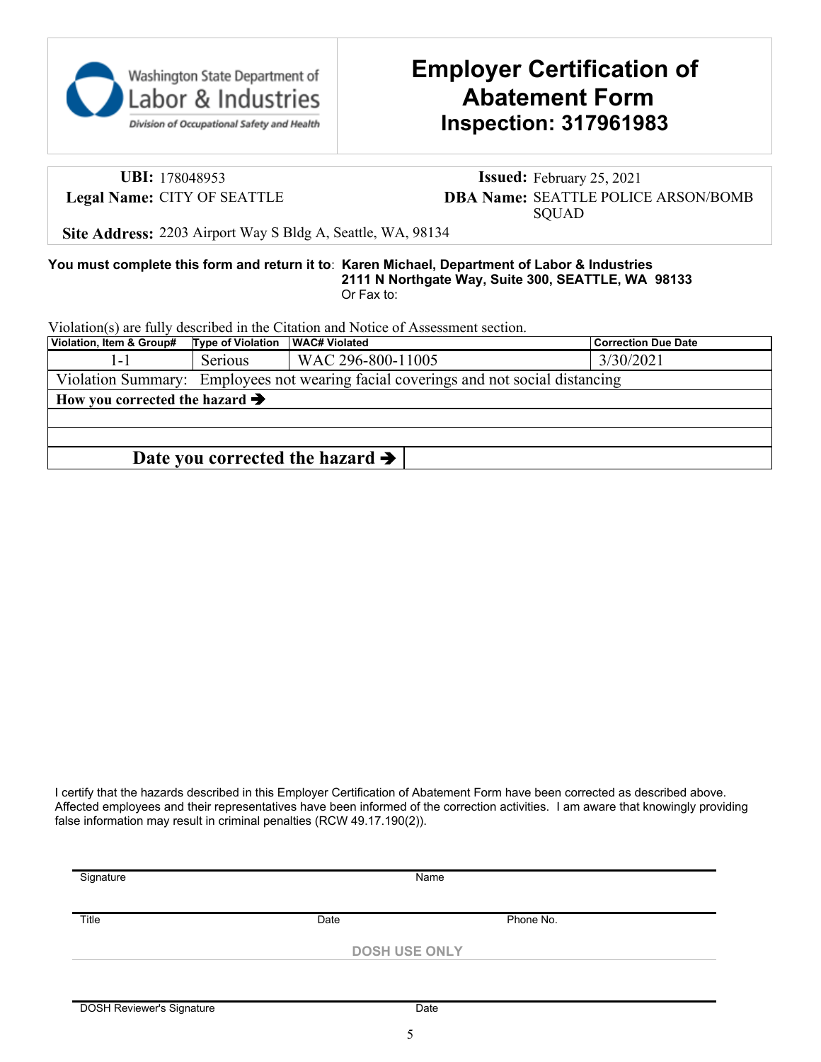Washington State Department of Labor & Industries
Division of Occupational Safety and Health

# Employer Certification of Abatement Form
## Inspection: 317961983

**UBI:** 178048953
**Legal Name:** CITY OF SEATTLE
**Issued:** February 25, 2021
**DBA Name:** SEATTLE POLICE ARSON/BOMB SQUAD
**Site Address:** 2203 Airport Way S Bldg A, Seattle, WA, 98134

**You must complete this form and return it to**: **Karen Michael, Department of Labor & Industries**
**2111 N Northgate Way, Suite 300, SEATTLE, WA 98133**
Or Fax to:

Violation(s) are fully described in the Citation and Notice of Assessment section.

| Violation, Item & Group# | Type of Violation | WAC# Violated | Correction Due Date |
|---|---|---|---|
| 1-1 | Serious | WAC 296-800-11005 | 3/30/2021 |
| Violation Summary: Employees not wearing facial coverings and not social distancing | | | |
| **How you corrected the hazard ➔** | | | |
| | | | |
| | | | |
| **Date you corrected the hazard ➔** | | | |

I certify that the hazards described in this Employer Certification of Abatement Form have been corrected as described above. Affected employees and their representatives have been informed of the correction activities. I am aware that knowingly providing false information may result in criminal penalties (RCW 49.17.190(2)).

Signature　　　　　　　　　　Name

Title　　　　　　　　　　Date　　　　　　　　　　Phone No.

**DOSH USE ONLY**

DOSH Reviewer's Signature　　　　　　　　　　Date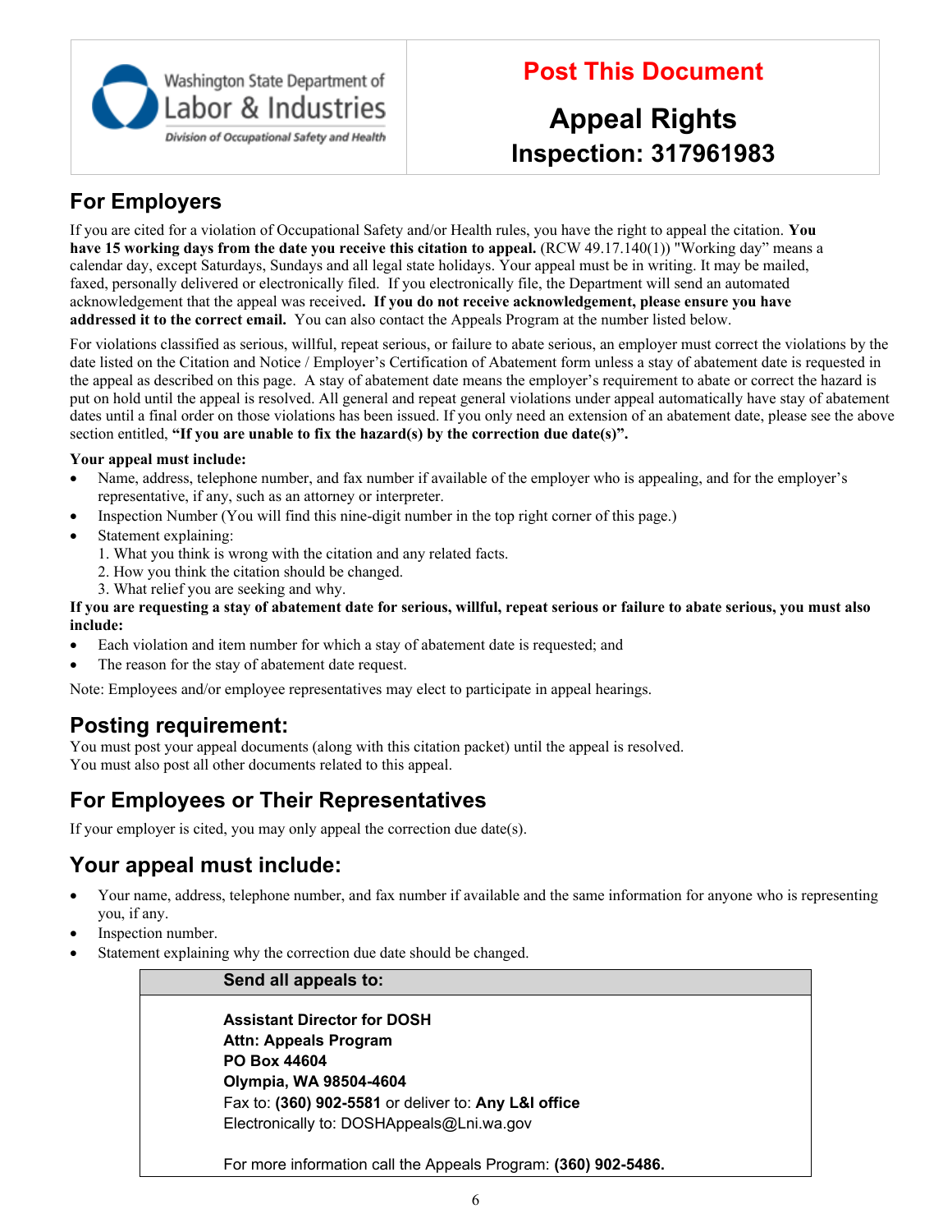Washington State Department of Labor & Industries
Division of Occupational Safety and Health

**Post This Document**

# Appeal Rights

## Inspection: 317961983

## For Employers

If you are cited for a violation of Occupational Safety and/or Health rules, you have the right to appeal the citation. **You have 15 working days from the date you receive this citation to appeal.** (RCW 49.17.140(1)) "Working day" means a calendar day, except Saturdays, Sundays and all legal state holidays. Your appeal must be in writing. It may be mailed, faxed, personally delivered or electronically filed. If you electronically file, the Department will send an automated acknowledgement that the appeal was received**. If you do not receive acknowledgement, please ensure you have addressed it to the correct email.** You can also contact the Appeals Program at the number listed below.

For violations classified as serious, willful, repeat serious, or failure to abate serious, an employer must correct the violations by the date listed on the Citation and Notice / Employer's Certification of Abatement form unless a stay of abatement date is requested in the appeal as described on this page. A stay of abatement date means the employer's requirement to abate or correct the hazard is put on hold until the appeal is resolved. All general and repeat general violations under appeal automatically have stay of abatement dates until a final order on those violations has been issued. If you only need an extension of an abatement date, please see the above section entitled, **"If you are unable to fix the hazard(s) by the correction due date(s)".**

**Your appeal must include:**

- Name, address, telephone number, and fax number if available of the employer who is appealing, and for the employer's representative, if any, such as an attorney or interpreter.
- Inspection Number (You will find this nine-digit number in the top right corner of this page.)
- Statement explaining:
  1. What you think is wrong with the citation and any related facts.
  2. How you think the citation should be changed.
  3. What relief you are seeking and why.

**If you are requesting a stay of abatement date for serious, willful, repeat serious or failure to abate serious, you must also include:**

- Each violation and item number for which a stay of abatement date is requested; and
- The reason for the stay of abatement date request.

Note: Employees and/or employee representatives may elect to participate in appeal hearings.

## Posting requirement:

You must post your appeal documents (along with this citation packet) until the appeal is resolved.
You must also post all other documents related to this appeal.

## For Employees or Their Representatives

If your employer is cited, you may only appeal the correction due date(s).

## Your appeal must include:

- Your name, address, telephone number, and fax number if available and the same information for anyone who is representing you, if any.
- Inspection number.
- Statement explaining why the correction due date should be changed.

**Send all appeals to:**

**Assistant Director for DOSH**
**Attn: Appeals Program**
**PO Box 44604**
**Olympia, WA 98504-4604**
Fax to: **(360) 902-5581** or deliver to: **Any L&I office**
Electronically to: DOSHAppeals@Lni.wa.gov

For more information call the Appeals Program: **(360) 902-5486.**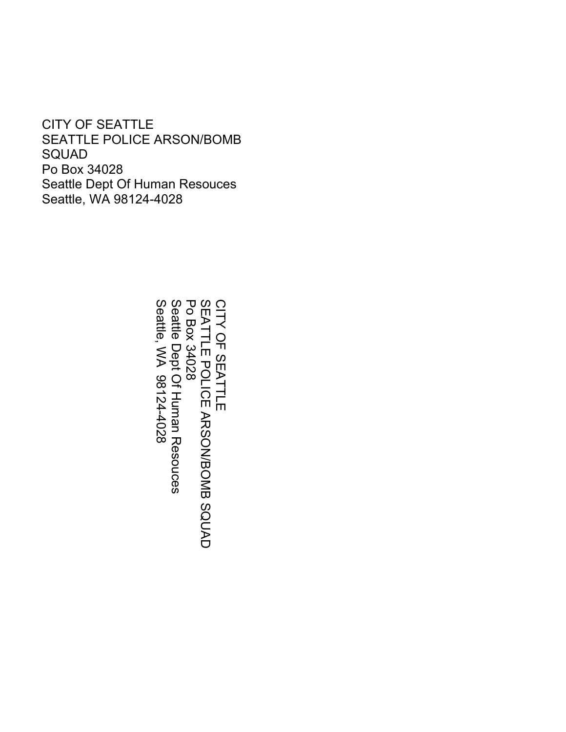CITY OF SEATTLE
SEATTLE POLICE ARSON/BOMB
SQUAD
Po Box 34028
Seattle Dept Of Human Resouces
Seattle, WA 98124-4028

CITY OF SEATTLE
SEATTLE POLICE ARSON/BOMB SQUAD
Po Box 34028
Seattle Dept Of Human Resouces
Seattle, WA 98124-4028